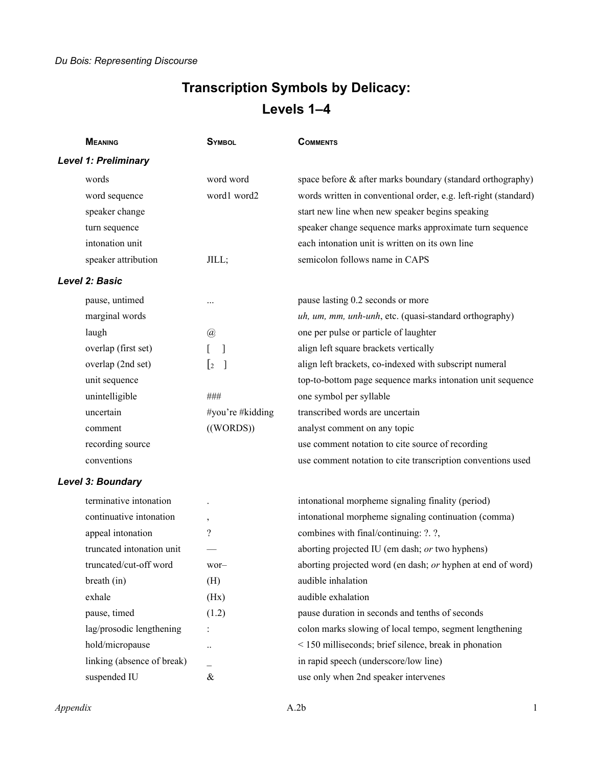# Transcription Symbols by Delicacy: Levels 1–4

| MEANING | SYMBOL | COMMENTS |
|---|---|---|
| ***Level 1: Preliminary*** | | |
| words | word word | space before & after marks boundary (standard orthography) |
| word sequence | word1 word2 | words written in conventional order, e.g. left-right (standard) |
| speaker change | | start new line when new speaker begins speaking |
| turn sequence | | speaker change sequence marks approximate turn sequence |
| intonation unit | | each intonation unit is written on its own line |
| speaker attribution | JILL; | semicolon follows name in CAPS |
| ***Level 2: Basic*** | | |
| pause, untimed | ... | pause lasting 0.2 seconds or more |
| marginal words | | *uh, um, mm, unh-unh*, etc. (quasi-standard orthography) |
| laugh | @ | one per pulse or particle of laughter |
| overlap (first set) | [ ] | align left square brackets vertically |
| overlap (2nd set) | [2 ] | align left brackets, co-indexed with subscript numeral |
| unit sequence | | top-to-bottom page sequence marks intonation unit sequence |
| unintelligible | ### | one symbol per syllable |
| uncertain | #you're #kidding | transcribed words are uncertain |
| comment | ((WORDS)) | analyst comment on any topic |
| recording source | | use comment notation to cite source of recording |
| conventions | | use comment notation to cite transcription conventions used |
| ***Level 3: Boundary*** | | |
| terminative intonation | . | intonational morpheme signaling finality (period) |
| continuative intonation | , | intonational morpheme signaling continuation (comma) |
| appeal intonation | ? | combines with final/continuing: ?. ?, |
| truncated intonation unit | — | aborting projected IU (em dash; *or* two hyphens) |
| truncated/cut-off word | wor– | aborting projected word (en dash; *or* hyphen at end of word) |
| breath (in) | (H) | audible inhalation |
| exhale | (Hx) | audible exhalation |
| pause, timed | (1.2) | pause duration in seconds and tenths of seconds |
| lag/prosodic lengthening | : | colon marks slowing of local tempo, segment lengthening |
| hold/micropause | .. | < 150 milliseconds; brief silence, break in phonation |
| linking (absence of break) | _ | in rapid speech (underscore/low line) |
| suspended IU | & | use only when 2nd speaker intervenes |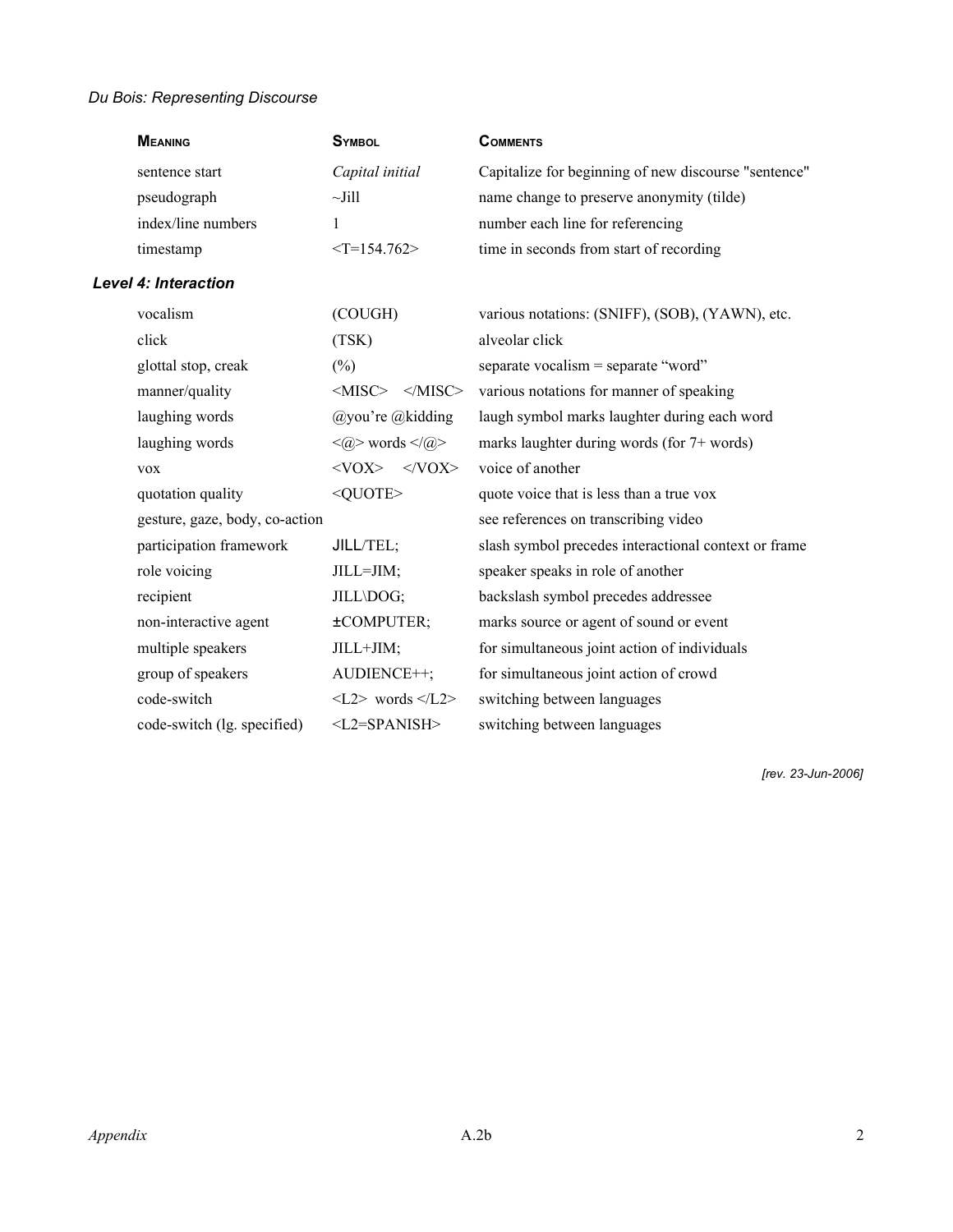| MEANING | SYMBOL | COMMENTS |
|---|---|---|
| sentence start | *Capital initial* | Capitalize for beginning of new discourse "sentence" |
| pseudograph | ~Jill | name change to preserve anonymity (tilde) |
| index/line numbers | 1 | number each line for referencing |
| timestamp | <T=154.762> | time in seconds from start of recording |

### *Level 4: Interaction*

| MEANING | SYMBOL | COMMENTS |
|---|---|---|
| vocalism | (COUGH) | various notations: (SNIFF), (SOB), (YAWN), etc. |
| click | (TSK) | alveolar click |
| glottal stop, creak | (%) | separate vocalism = separate "word" |
| manner/quality | <MISC> </MISC> | various notations for manner of speaking |
| laughing words | @you're @kidding | laugh symbol marks laughter during each word |
| laughing words | <@> words </@> | marks laughter during words (for 7+ words) |
| vox | <VOX> </VOX> | voice of another |
| quotation quality | <QUOTE> | quote voice that is less than a true vox |
| gesture, gaze, body, co-action | | see references on transcribing video |
| participation framework | JILL/TEL; | slash symbol precedes interactional context or frame |
| role voicing | JILL=JIM; | speaker speaks in role of another |
| recipient | JILL\DOG; | backslash symbol precedes addressee |
| non-interactive agent | ±COMPUTER; | marks source or agent of sound or event |
| multiple speakers | JILL+JIM; | for simultaneous joint action of individuals |
| group of speakers | AUDIENCE++; | for simultaneous joint action of crowd |
| code-switch | <L2> words </L2> | switching between languages |
| code-switch (lg. specified) | <L2=SPANISH> | switching between languages |

*[rev. 23-Jun-2006]*